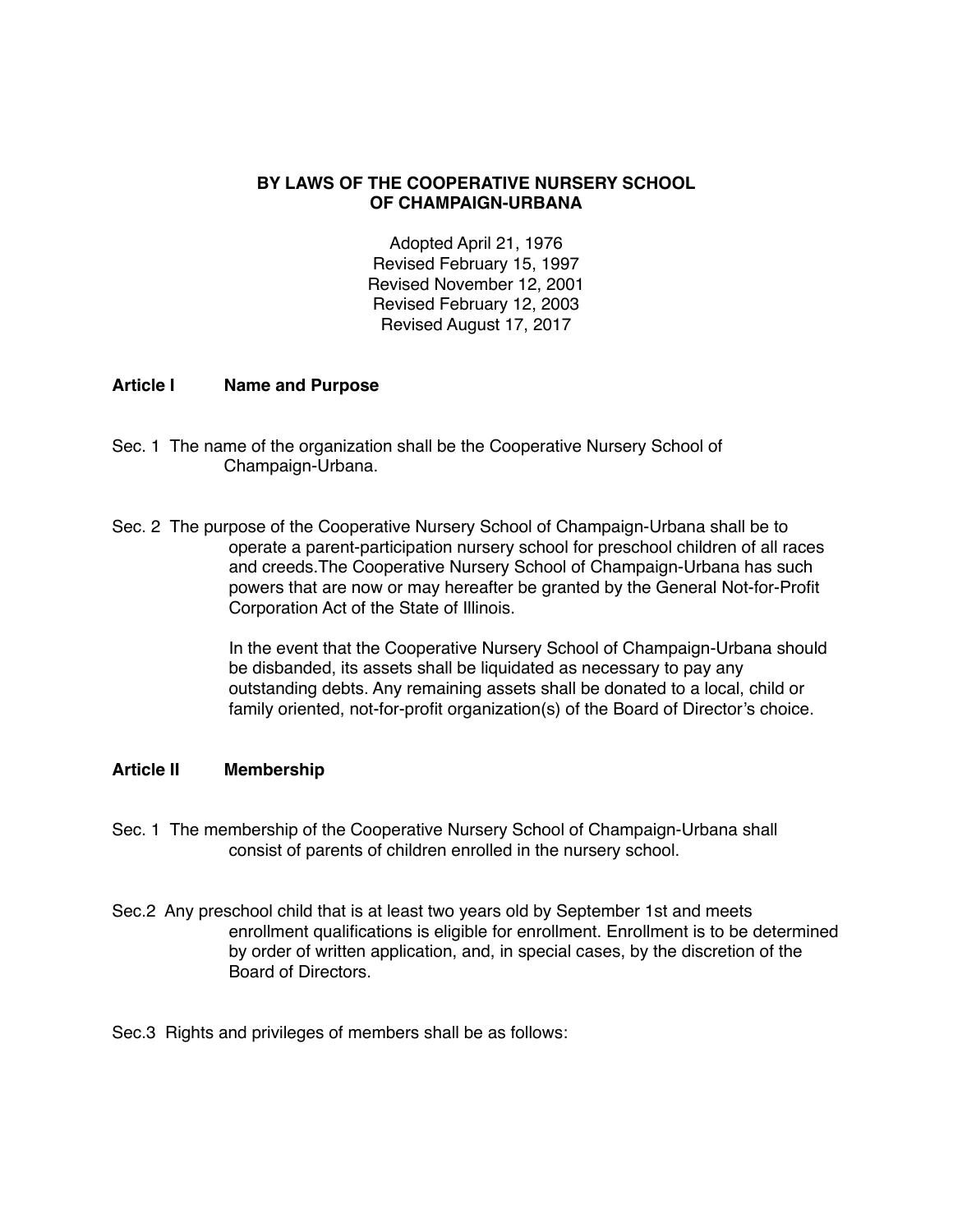# BY LAWS OF THE COOPERATIVE NURSERY SCHOOL OF CHAMPAIGN-URBANA

Adopted April 21, 1976
Revised February 15, 1997
Revised November 12, 2001
Revised February 12, 2003
Revised August 17, 2017

## Article I Name and Purpose

Sec. 1 The name of the organization shall be the Cooperative Nursery School of Champaign-Urbana.

Sec. 2 The purpose of the Cooperative Nursery School of Champaign-Urbana shall be to operate a parent-participation nursery school for preschool children of all races and creeds.The Cooperative Nursery School of Champaign-Urbana has such powers that are now or may hereafter be granted by the General Not-for-Profit Corporation Act of the State of Illinois.

In the event that the Cooperative Nursery School of Champaign-Urbana should be disbanded, its assets shall be liquidated as necessary to pay any outstanding debts. Any remaining assets shall be donated to a local, child or family oriented, not-for-profit organization(s) of the Board of Director's choice.

## Article II Membership

Sec. 1 The membership of the Cooperative Nursery School of Champaign-Urbana shall consist of parents of children enrolled in the nursery school.

Sec.2 Any preschool child that is at least two years old by September 1st and meets enrollment qualifications is eligible for enrollment. Enrollment is to be determined by order of written application, and, in special cases, by the discretion of the Board of Directors.

Sec.3 Rights and privileges of members shall be as follows: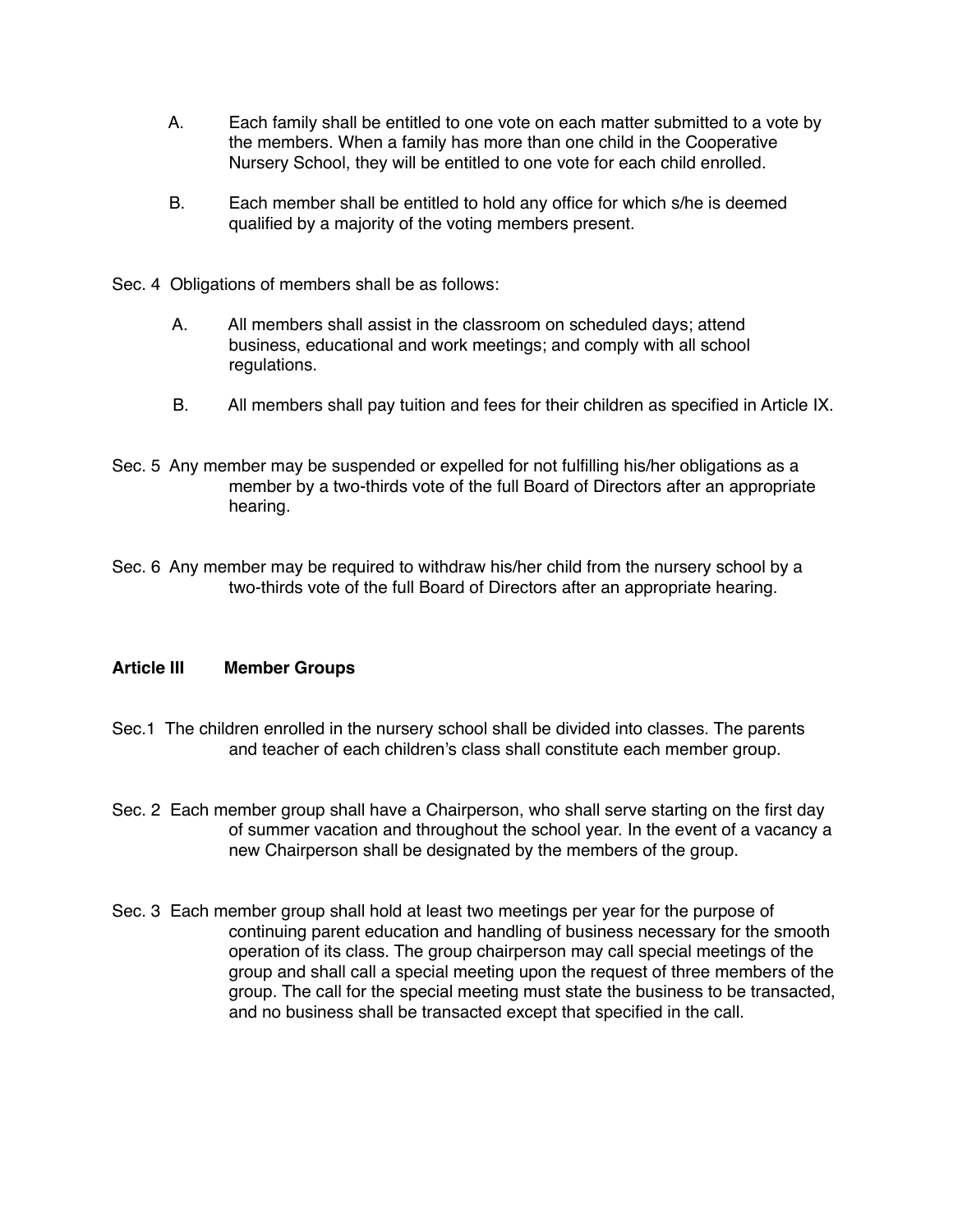A. Each family shall be entitled to one vote on each matter submitted to a vote by the members. When a family has more than one child in the Cooperative Nursery School, they will be entitled to one vote for each child enrolled.

B. Each member shall be entitled to hold any office for which s/he is deemed qualified by a majority of the voting members present.

Sec. 4 Obligations of members shall be as follows:

A. All members shall assist in the classroom on scheduled days; attend business, educational and work meetings; and comply with all school regulations.

B. All members shall pay tuition and fees for their children as specified in Article IX.

Sec. 5 Any member may be suspended or expelled for not fulfilling his/her obligations as a member by a two-thirds vote of the full Board of Directors after an appropriate hearing.

Sec. 6 Any member may be required to withdraw his/her child from the nursery school by a two-thirds vote of the full Board of Directors after an appropriate hearing.

**Article III Member Groups**

Sec.1 The children enrolled in the nursery school shall be divided into classes. The parents and teacher of each children's class shall constitute each member group.

Sec. 2 Each member group shall have a Chairperson, who shall serve starting on the first day of summer vacation and throughout the school year. In the event of a vacancy a new Chairperson shall be designated by the members of the group.

Sec. 3 Each member group shall hold at least two meetings per year for the purpose of continuing parent education and handling of business necessary for the smooth operation of its class. The group chairperson may call special meetings of the group and shall call a special meeting upon the request of three members of the group. The call for the special meeting must state the business to be transacted, and no business shall be transacted except that specified in the call.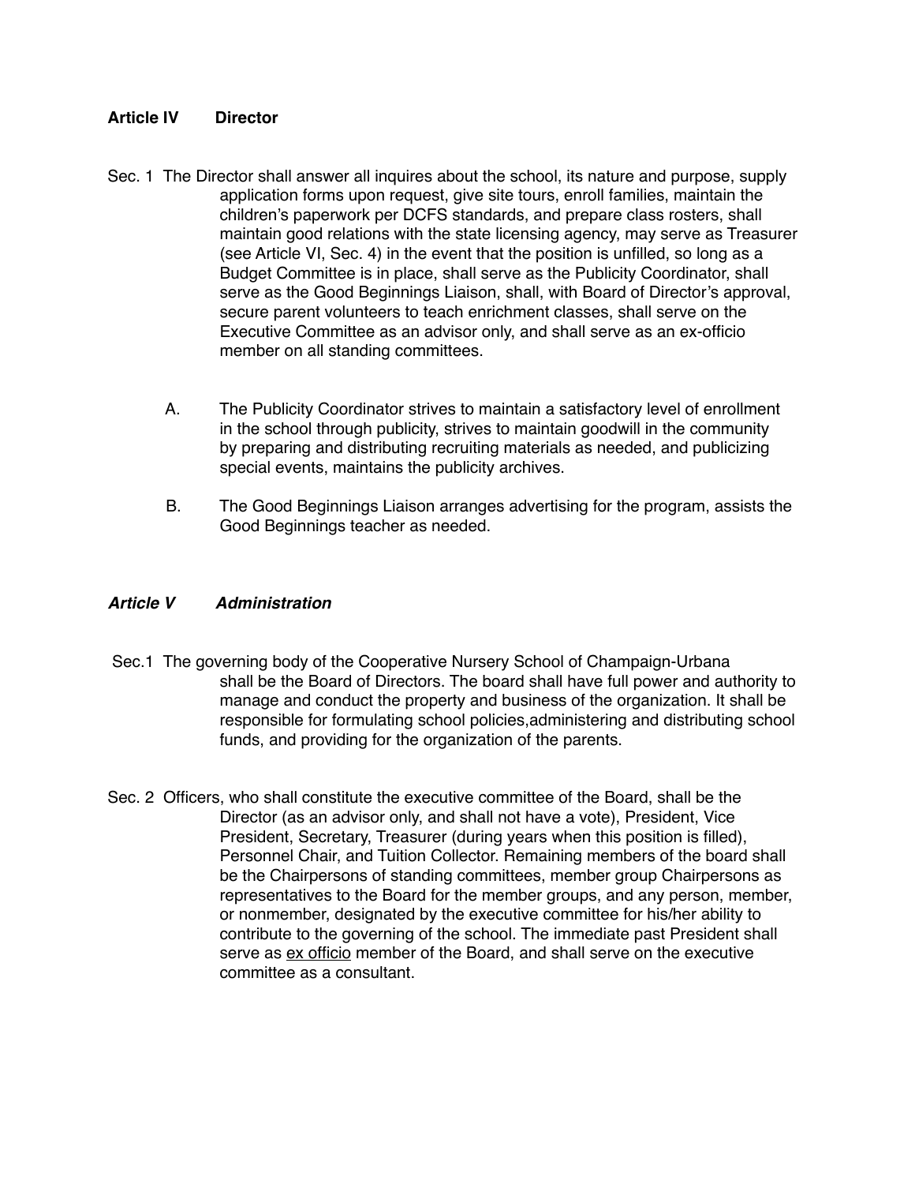## Article IV Director

Sec. 1 The Director shall answer all inquires about the school, its nature and purpose, supply application forms upon request, give site tours, enroll families, maintain the children's paperwork per DCFS standards, and prepare class rosters, shall maintain good relations with the state licensing agency, may serve as Treasurer (see Article VI, Sec. 4) in the event that the position is unfilled, so long as a Budget Committee is in place, shall serve as the Publicity Coordinator, shall serve as the Good Beginnings Liaison, shall, with Board of Director's approval, secure parent volunteers to teach enrichment classes, shall serve on the Executive Committee as an advisor only, and shall serve as an ex-officio member on all standing committees.

A. The Publicity Coordinator strives to maintain a satisfactory level of enrollment in the school through publicity, strives to maintain goodwill in the community by preparing and distributing recruiting materials as needed, and publicizing special events, maintains the publicity archives.

B. The Good Beginnings Liaison arranges advertising for the program, assists the Good Beginnings teacher as needed.

## *Article V Administration*

Sec.1 The governing body of the Cooperative Nursery School of Champaign-Urbana shall be the Board of Directors. The board shall have full power and authority to manage and conduct the property and business of the organization. It shall be responsible for formulating school policies,administering and distributing school funds, and providing for the organization of the parents.

Sec. 2 Officers, who shall constitute the executive committee of the Board, shall be the Director (as an advisor only, and shall not have a vote), President, Vice President, Secretary, Treasurer (during years when this position is filled), Personnel Chair, and Tuition Collector. Remaining members of the board shall be the Chairpersons of standing committees, member group Chairpersons as representatives to the Board for the member groups, and any person, member, or nonmember, designated by the executive committee for his/her ability to contribute to the governing of the school. The immediate past President shall serve as ex officio member of the Board, and shall serve on the executive committee as a consultant.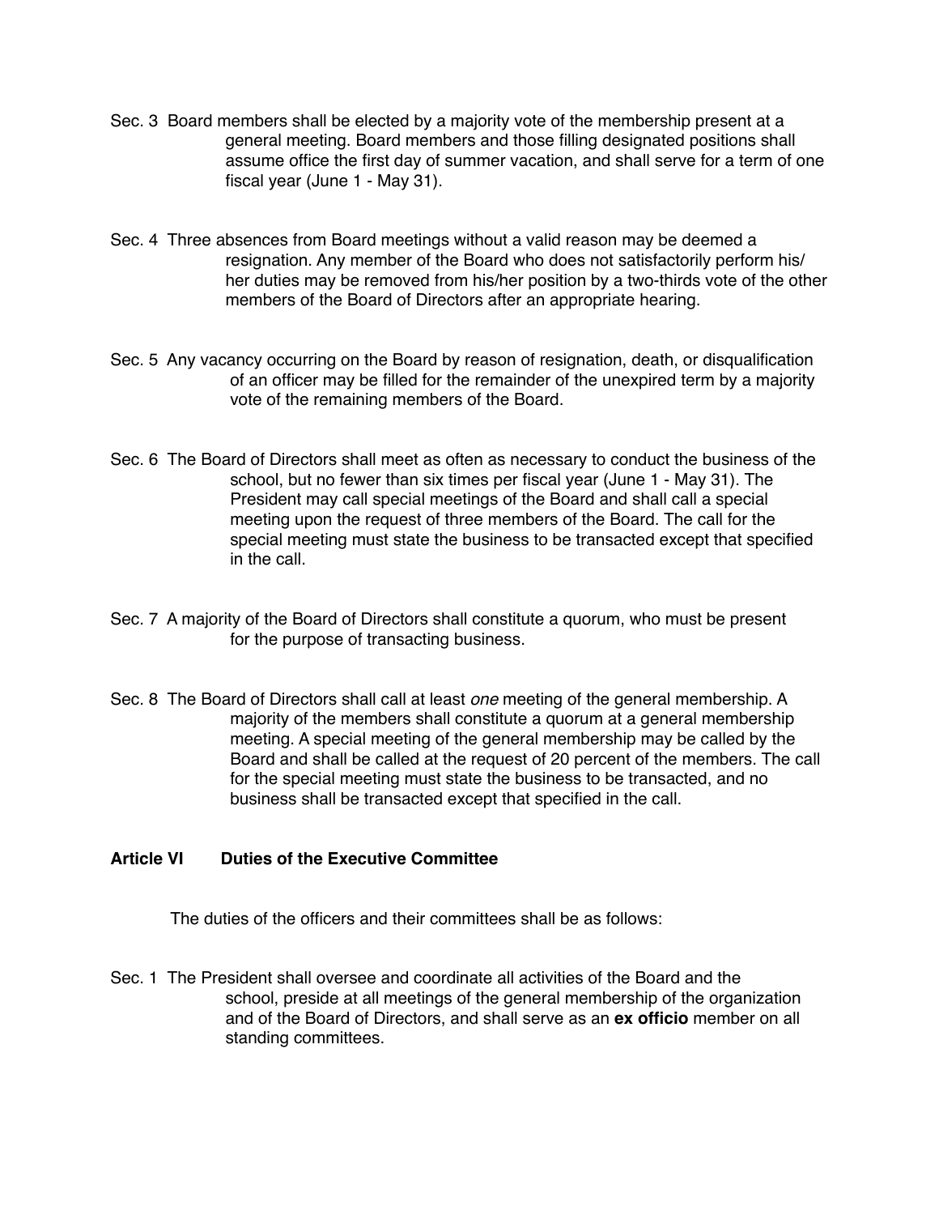Sec. 3 Board members shall be elected by a majority vote of the membership present at a general meeting. Board members and those filling designated positions shall assume office the first day of summer vacation, and shall serve for a term of one fiscal year (June 1 - May 31).

Sec. 4 Three absences from Board meetings without a valid reason may be deemed a resignation. Any member of the Board who does not satisfactorily perform his/her duties may be removed from his/her position by a two-thirds vote of the other members of the Board of Directors after an appropriate hearing.

Sec. 5 Any vacancy occurring on the Board by reason of resignation, death, or disqualification of an officer may be filled for the remainder of the unexpired term by a majority vote of the remaining members of the Board.

Sec. 6 The Board of Directors shall meet as often as necessary to conduct the business of the school, but no fewer than six times per fiscal year (June 1 - May 31). The President may call special meetings of the Board and shall call a special meeting upon the request of three members of the Board. The call for the special meeting must state the business to be transacted except that specified in the call.

Sec. 7 A majority of the Board of Directors shall constitute a quorum, who must be present for the purpose of transacting business.

Sec. 8 The Board of Directors shall call at least *one* meeting of the general membership. A majority of the members shall constitute a quorum at a general membership meeting. A special meeting of the general membership may be called by the Board and shall be called at the request of 20 percent of the members. The call for the special meeting must state the business to be transacted, and no business shall be transacted except that specified in the call.

## Article VI Duties of the Executive Committee

The duties of the officers and their committees shall be as follows:

Sec. 1 The President shall oversee and coordinate all activities of the Board and the school, preside at all meetings of the general membership of the organization and of the Board of Directors, and shall serve as an **ex officio** member on all standing committees.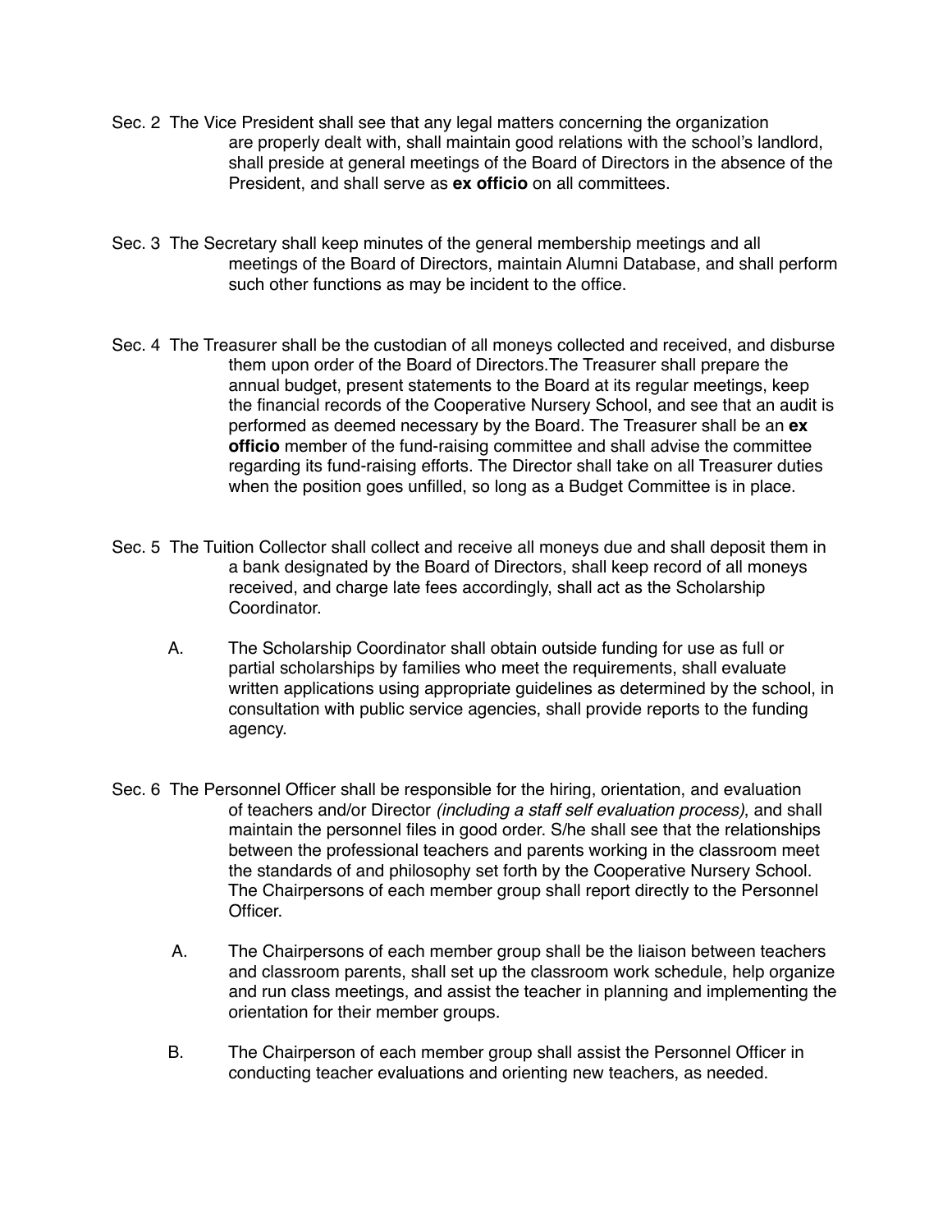Sec. 2 The Vice President shall see that any legal matters concerning the organization are properly dealt with, shall maintain good relations with the school's landlord, shall preside at general meetings of the Board of Directors in the absence of the President, and shall serve as **ex officio** on all committees.

Sec. 3 The Secretary shall keep minutes of the general membership meetings and all meetings of the Board of Directors, maintain Alumni Database, and shall perform such other functions as may be incident to the office.

Sec. 4 The Treasurer shall be the custodian of all moneys collected and received, and disburse them upon order of the Board of Directors.The Treasurer shall prepare the annual budget, present statements to the Board at its regular meetings, keep the financial records of the Cooperative Nursery School, and see that an audit is performed as deemed necessary by the Board. The Treasurer shall be an **ex officio** member of the fund-raising committee and shall advise the committee regarding its fund-raising efforts. The Director shall take on all Treasurer duties when the position goes unfilled, so long as a Budget Committee is in place.

Sec. 5 The Tuition Collector shall collect and receive all moneys due and shall deposit them in a bank designated by the Board of Directors, shall keep record of all moneys received, and charge late fees accordingly, shall act as the Scholarship Coordinator.

A. The Scholarship Coordinator shall obtain outside funding for use as full or partial scholarships by families who meet the requirements, shall evaluate written applications using appropriate guidelines as determined by the school, in consultation with public service agencies, shall provide reports to the funding agency.

Sec. 6 The Personnel Officer shall be responsible for the hiring, orientation, and evaluation of teachers and/or Director *(including a staff self evaluation process)*, and shall maintain the personnel files in good order. S/he shall see that the relationships between the professional teachers and parents working in the classroom meet the standards of and philosophy set forth by the Cooperative Nursery School. The Chairpersons of each member group shall report directly to the Personnel Officer.

A. The Chairpersons of each member group shall be the liaison between teachers and classroom parents, shall set up the classroom work schedule, help organize and run class meetings, and assist the teacher in planning and implementing the orientation for their member groups.

B. The Chairperson of each member group shall assist the Personnel Officer in conducting teacher evaluations and orienting new teachers, as needed.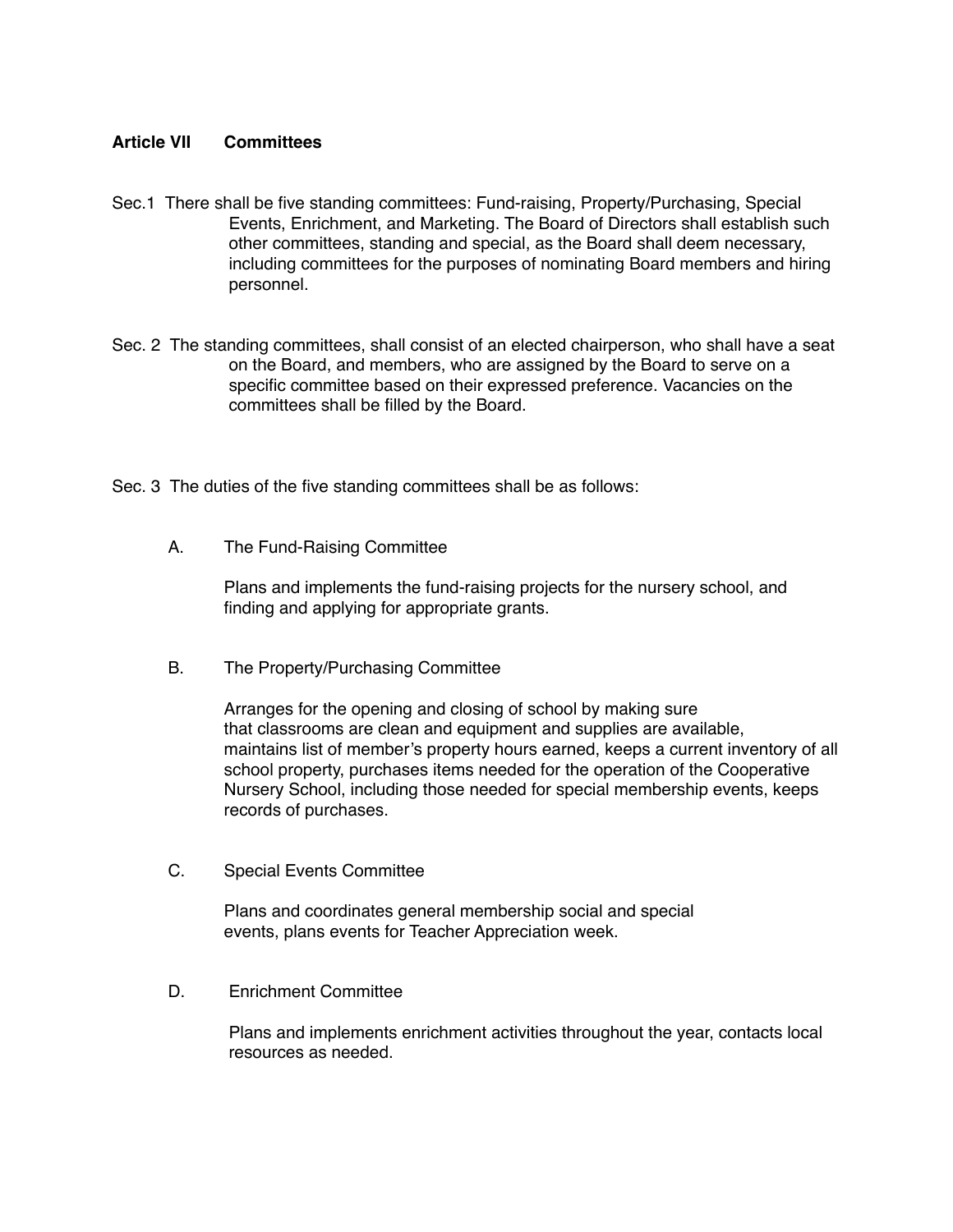## Article VII Committees

Sec.1 There shall be five standing committees: Fund-raising, Property/Purchasing, Special Events, Enrichment, and Marketing. The Board of Directors shall establish such other committees, standing and special, as the Board shall deem necessary, including committees for the purposes of nominating Board members and hiring personnel.

Sec. 2 The standing committees, shall consist of an elected chairperson, who shall have a seat on the Board, and members, who are assigned by the Board to serve on a specific committee based on their expressed preference. Vacancies on the committees shall be filled by the Board.

Sec. 3 The duties of the five standing committees shall be as follows:

A. The Fund-Raising Committee

Plans and implements the fund-raising projects for the nursery school, and finding and applying for appropriate grants.

B. The Property/Purchasing Committee

Arranges for the opening and closing of school by making sure that classrooms are clean and equipment and supplies are available, maintains list of member's property hours earned, keeps a current inventory of all school property, purchases items needed for the operation of the Cooperative Nursery School, including those needed for special membership events, keeps records of purchases.

C. Special Events Committee

Plans and coordinates general membership social and special events, plans events for Teacher Appreciation week.

D. Enrichment Committee

Plans and implements enrichment activities throughout the year, contacts local resources as needed.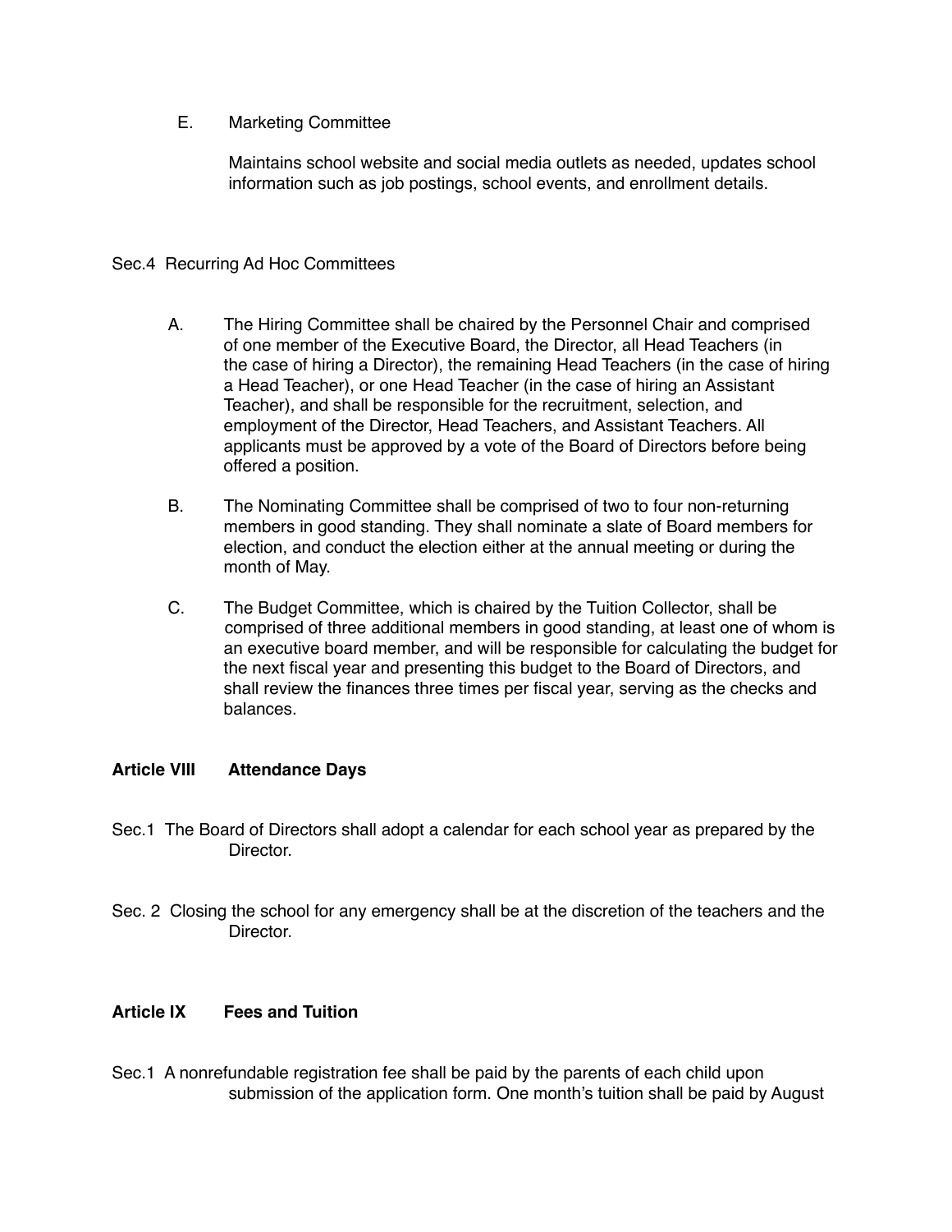E. Marketing Committee

Maintains school website and social media outlets as needed, updates school information such as job postings, school events, and enrollment details.

Sec.4 Recurring Ad Hoc Committees

A. The Hiring Committee shall be chaired by the Personnel Chair and comprised of one member of the Executive Board, the Director, all Head Teachers (in the case of hiring a Director), the remaining Head Teachers (in the case of hiring a Head Teacher), or one Head Teacher (in the case of hiring an Assistant Teacher), and shall be responsible for the recruitment, selection, and employment of the Director, Head Teachers, and Assistant Teachers. All applicants must be approved by a vote of the Board of Directors before being offered a position.

B. The Nominating Committee shall be comprised of two to four non-returning members in good standing. They shall nominate a slate of Board members for election, and conduct the election either at the annual meeting or during the month of May.

C. The Budget Committee, which is chaired by the Tuition Collector, shall be comprised of three additional members in good standing, at least one of whom is an executive board member, and will be responsible for calculating the budget for the next fiscal year and presenting this budget to the Board of Directors, and shall review the finances three times per fiscal year, serving as the checks and balances.

**Article VIII Attendance Days**

Sec.1 The Board of Directors shall adopt a calendar for each school year as prepared by the Director.

Sec. 2 Closing the school for any emergency shall be at the discretion of the teachers and the Director.

**Article IX Fees and Tuition**

Sec.1 A nonrefundable registration fee shall be paid by the parents of each child upon submission of the application form. One month's tuition shall be paid by August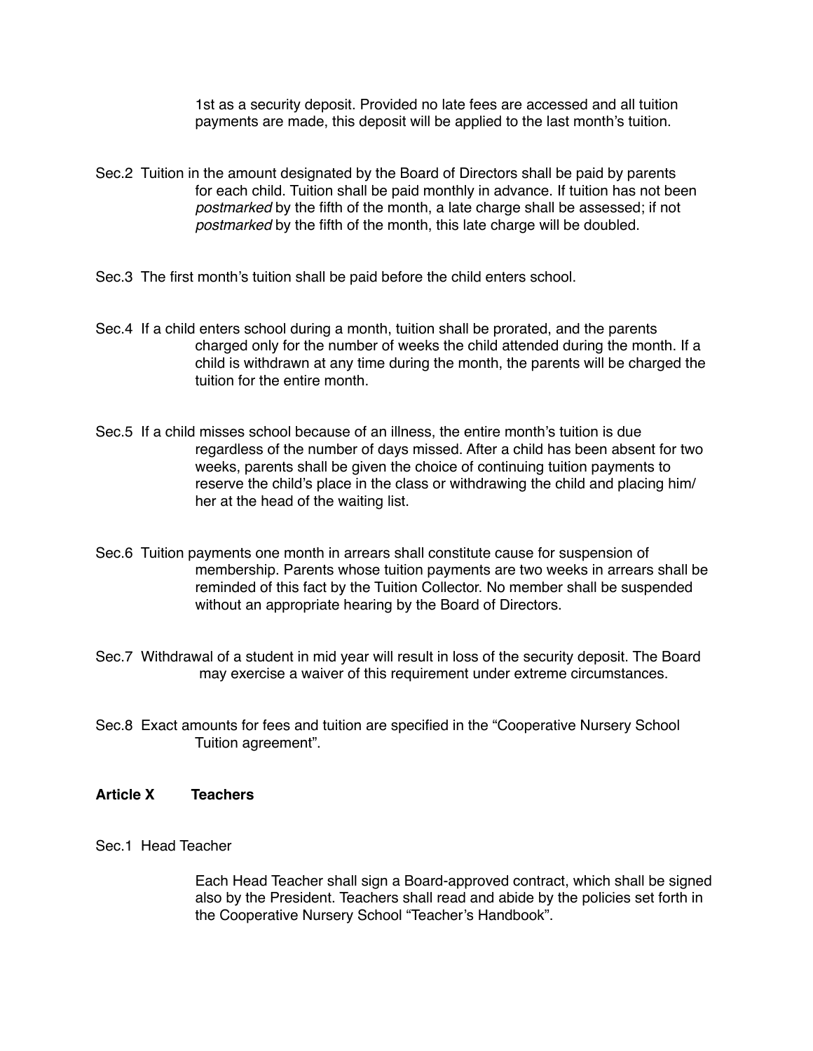1st as a security deposit. Provided no late fees are accessed and all tuition payments are made, this deposit will be applied to the last month's tuition.

Sec.2 Tuition in the amount designated by the Board of Directors shall be paid by parents for each child. Tuition shall be paid monthly in advance. If tuition has not been *postmarked* by the fifth of the month, a late charge shall be assessed; if not *postmarked* by the fifth of the month, this late charge will be doubled.

Sec.3 The first month's tuition shall be paid before the child enters school.

Sec.4 If a child enters school during a month, tuition shall be prorated, and the parents charged only for the number of weeks the child attended during the month. If a child is withdrawn at any time during the month, the parents will be charged the tuition for the entire month.

Sec.5 If a child misses school because of an illness, the entire month's tuition is due regardless of the number of days missed. After a child has been absent for two weeks, parents shall be given the choice of continuing tuition payments to reserve the child's place in the class or withdrawing the child and placing him/her at the head of the waiting list.

Sec.6 Tuition payments one month in arrears shall constitute cause for suspension of membership. Parents whose tuition payments are two weeks in arrears shall be reminded of this fact by the Tuition Collector. No member shall be suspended without an appropriate hearing by the Board of Directors.

Sec.7 Withdrawal of a student in mid year will result in loss of the security deposit. The Board may exercise a waiver of this requirement under extreme circumstances.

Sec.8 Exact amounts for fees and tuition are specified in the "Cooperative Nursery School Tuition agreement".

**Article X Teachers**

Sec.1 Head Teacher

Each Head Teacher shall sign a Board-approved contract, which shall be signed also by the President. Teachers shall read and abide by the policies set forth in the Cooperative Nursery School "Teacher's Handbook".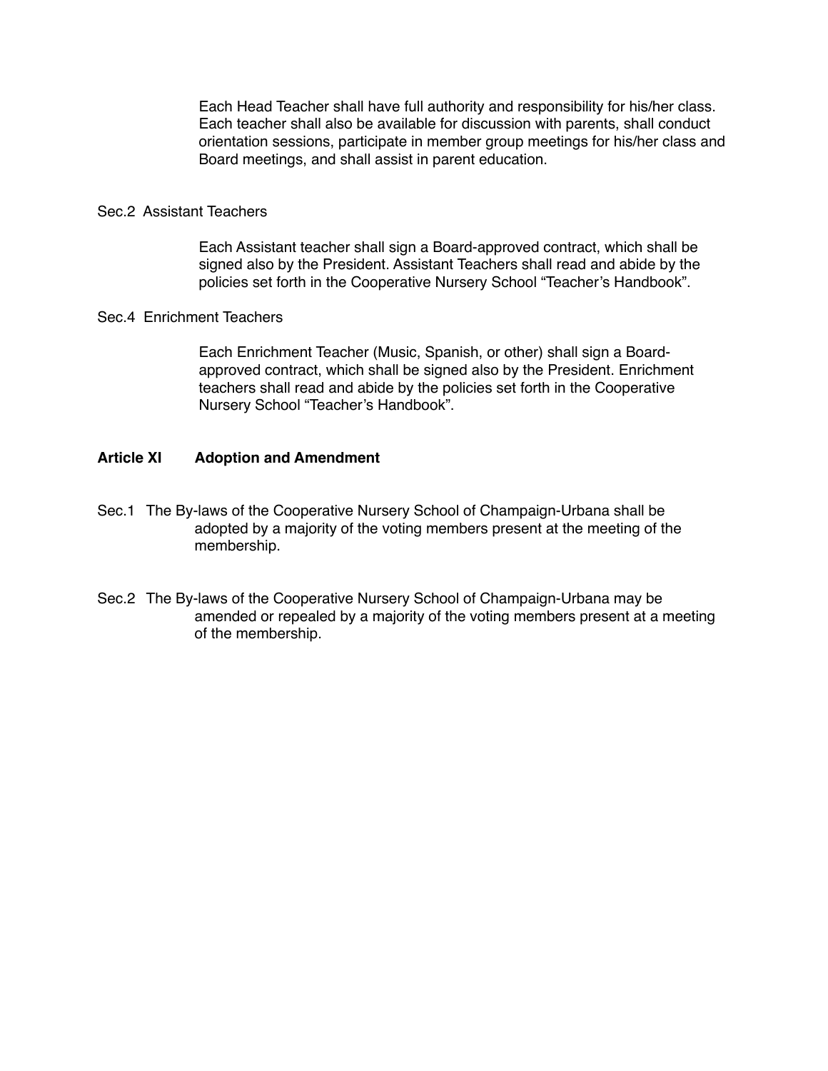Each Head Teacher shall have full authority and responsibility for his/her class. Each teacher shall also be available for discussion with parents, shall conduct orientation sessions, participate in member group meetings for his/her class and Board meetings, and shall assist in parent education.

Sec.2 Assistant Teachers

Each Assistant teacher shall sign a Board-approved contract, which shall be signed also by the President. Assistant Teachers shall read and abide by the policies set forth in the Cooperative Nursery School "Teacher's Handbook".

Sec.4 Enrichment Teachers

Each Enrichment Teacher (Music, Spanish, or other) shall sign a Board-approved contract, which shall be signed also by the President. Enrichment teachers shall read and abide by the policies set forth in the Cooperative Nursery School "Teacher's Handbook".

**Article XI Adoption and Amendment**

Sec.1 The By-laws of the Cooperative Nursery School of Champaign-Urbana shall be adopted by a majority of the voting members present at the meeting of the membership.

Sec.2 The By-laws of the Cooperative Nursery School of Champaign-Urbana may be amended or repealed by a majority of the voting members present at a meeting of the membership.